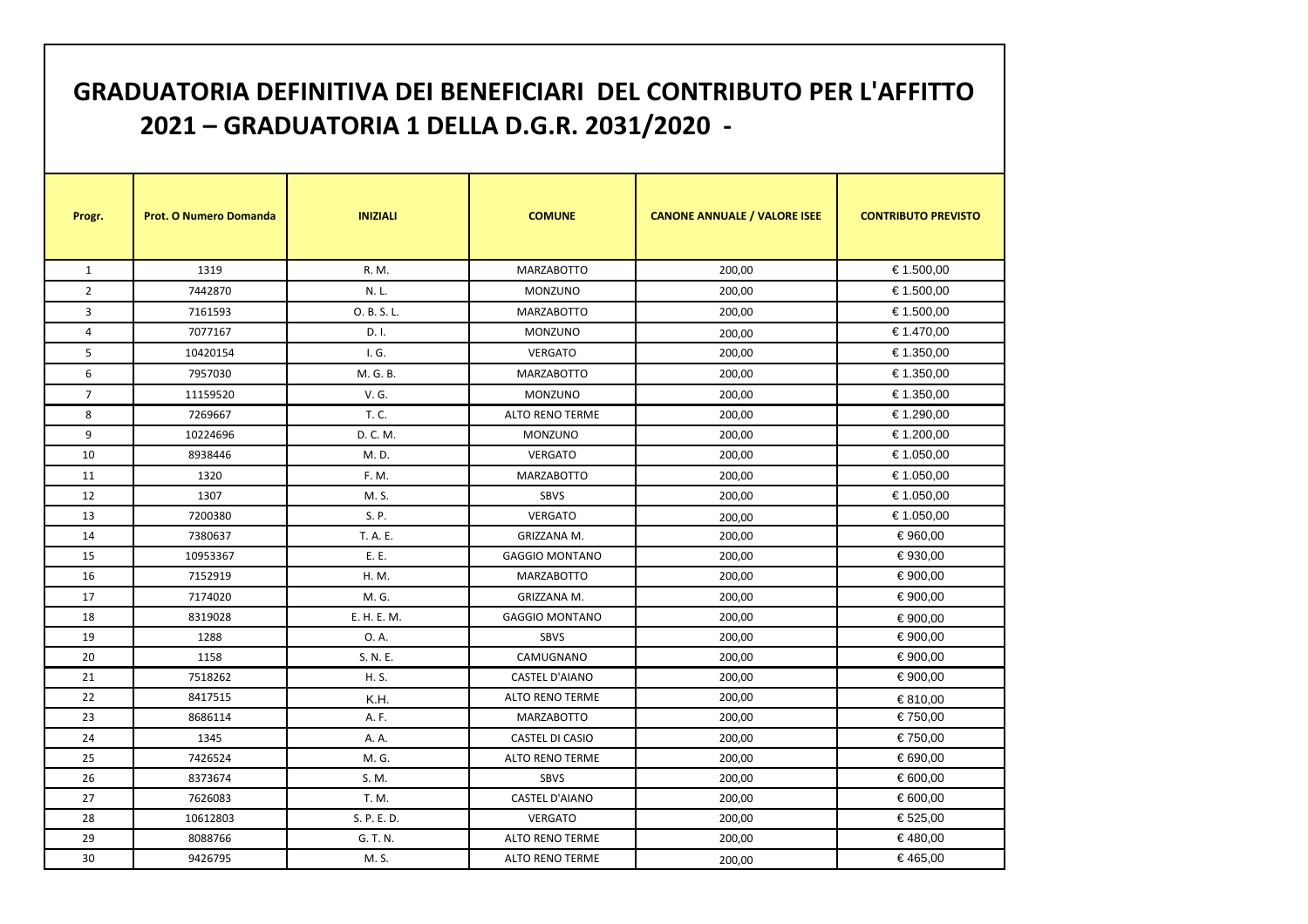# GRADUATORIA DEFINITIVA DEI BENEFICIARI DEL CONTRIBUTO PER L'AFFITTO 2021 – GRADUATORIA 1 DELLA D.G.R. 2031/2020 -

| Progr. | Prot. O Numero Domanda | INIZIALI | COMUNE | CANONE ANNUALE / VALORE ISEE | CONTRIBUTO PREVISTO |
|---|---|---|---|---|---|
| 1 | 1319 | R. M. | MARZABOTTO | 200,00 | € 1.500,00 |
| 2 | 7442870 | N. L. | MONZUNO | 200,00 | € 1.500,00 |
| 3 | 7161593 | O. B. S. L. | MARZABOTTO | 200,00 | € 1.500,00 |
| 4 | 7077167 | D. I. | MONZUNO | 200,00 | € 1.470,00 |
| 5 | 10420154 | I. G. | VERGATO | 200,00 | € 1.350,00 |
| 6 | 7957030 | M. G. B. | MARZABOTTO | 200,00 | € 1.350,00 |
| 7 | 11159520 | V. G. | MONZUNO | 200,00 | € 1.350,00 |
| 8 | 7269667 | T. C. | ALTO RENO TERME | 200,00 | € 1.290,00 |
| 9 | 10224696 | D. C. M. | MONZUNO | 200,00 | € 1.200,00 |
| 10 | 8938446 | M. D. | VERGATO | 200,00 | € 1.050,00 |
| 11 | 1320 | F. M. | MARZABOTTO | 200,00 | € 1.050,00 |
| 12 | 1307 | M. S. | SBVS | 200,00 | € 1.050,00 |
| 13 | 7200380 | S. P. | VERGATO | 200,00 | € 1.050,00 |
| 14 | 7380637 | T. A. E. | GRIZZANA M. | 200,00 | € 960,00 |
| 15 | 10953367 | E. E. | GAGGIO MONTANO | 200,00 | € 930,00 |
| 16 | 7152919 | H. M. | MARZABOTTO | 200,00 | € 900,00 |
| 17 | 7174020 | M. G. | GRIZZANA M. | 200,00 | € 900,00 |
| 18 | 8319028 | E. H. E. M. | GAGGIO MONTANO | 200,00 | € 900,00 |
| 19 | 1288 | O. A. | SBVS | 200,00 | € 900,00 |
| 20 | 1158 | S. N. E. | CAMUGNANO | 200,00 | € 900,00 |
| 21 | 7518262 | H. S. | CASTEL D'AIANO | 200,00 | € 900,00 |
| 22 | 8417515 | K.H. | ALTO RENO TERME | 200,00 | € 810,00 |
| 23 | 8686114 | A. F. | MARZABOTTO | 200,00 | € 750,00 |
| 24 | 1345 | A. A. | CASTEL DI CASIO | 200,00 | € 750,00 |
| 25 | 7426524 | M. G. | ALTO RENO TERME | 200,00 | € 690,00 |
| 26 | 8373674 | S. M. | SBVS | 200,00 | € 600,00 |
| 27 | 7626083 | T. M. | CASTEL D'AIANO | 200,00 | € 600,00 |
| 28 | 10612803 | S. P. E. D. | VERGATO | 200,00 | € 525,00 |
| 29 | 8088766 | G. T. N. | ALTO RENO TERME | 200,00 | € 480,00 |
| 30 | 9426795 | M. S. | ALTO RENO TERME | 200,00 | € 465,00 |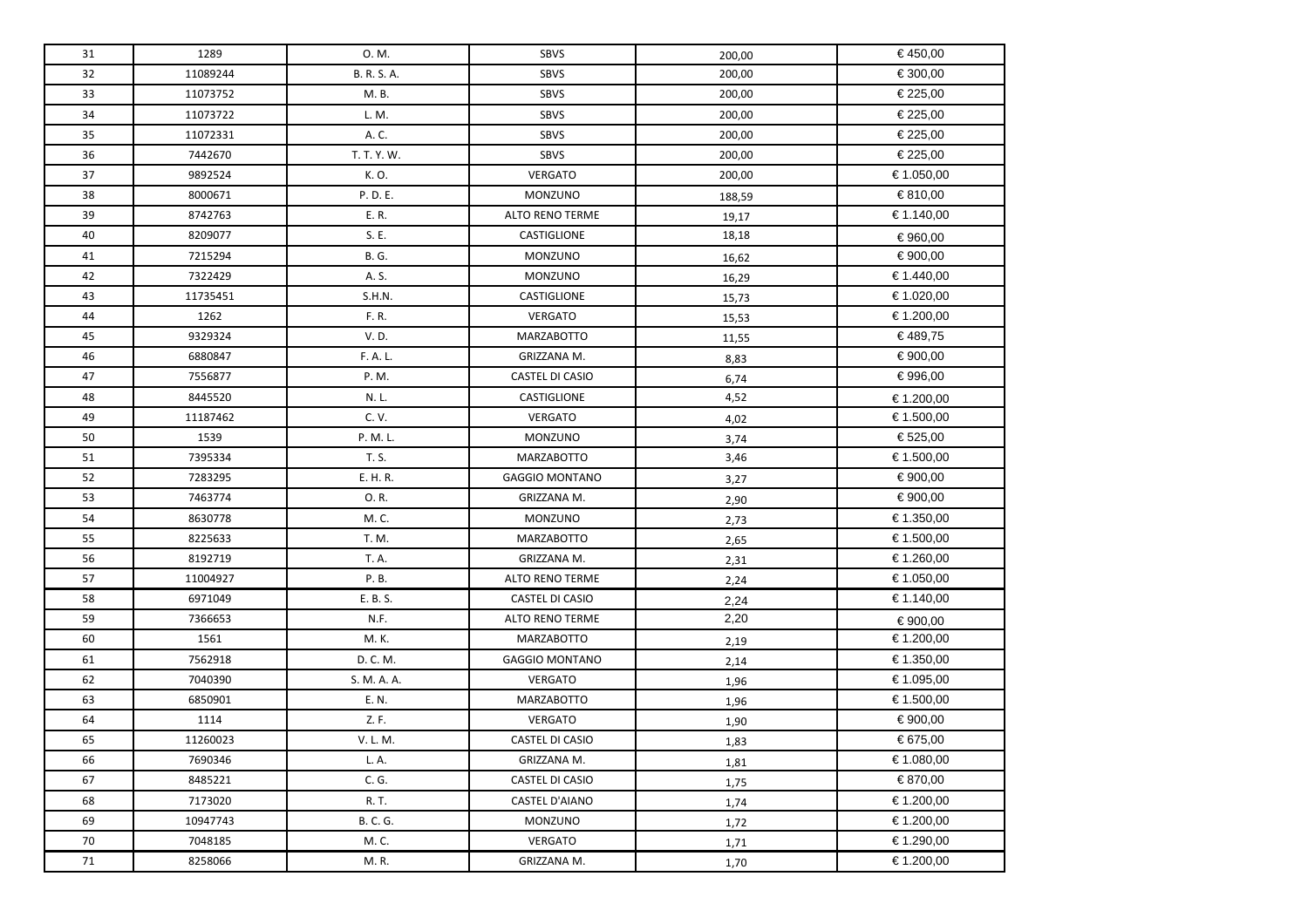| 31 | 1289 | O. M. | SBVS | 200,00 | € 450,00 |
|---|---|---|---|---|---|
| 32 | 11089244 | B. R. S. A. | SBVS | 200,00 | € 300,00 |
| 33 | 11073752 | M. B. | SBVS | 200,00 | € 225,00 |
| 34 | 11073722 | L. M. | SBVS | 200,00 | € 225,00 |
| 35 | 11072331 | A. C. | SBVS | 200,00 | € 225,00 |
| 36 | 7442670 | T. T. Y. W. | SBVS | 200,00 | € 225,00 |
| 37 | 9892524 | K. O. | VERGATO | 200,00 | € 1.050,00 |
| 38 | 8000671 | P. D. E. | MONZUNO | 188,59 | € 810,00 |
| 39 | 8742763 | E. R. | ALTO RENO TERME | 19,17 | € 1.140,00 |
| 40 | 8209077 | S. E. | CASTIGLIONE | 18,18 | € 960,00 |
| 41 | 7215294 | B. G. | MONZUNO | 16,62 | € 900,00 |
| 42 | 7322429 | A. S. | MONZUNO | 16,29 | € 1.440,00 |
| 43 | 11735451 | S.H.N. | CASTIGLIONE | 15,73 | € 1.020,00 |
| 44 | 1262 | F. R. | VERGATO | 15,53 | € 1.200,00 |
| 45 | 9329324 | V. D. | MARZABOTTO | 11,55 | € 489,75 |
| 46 | 6880847 | F. A. L. | GRIZZANA M. | 8,83 | € 900,00 |
| 47 | 7556877 | P. M. | CASTEL DI CASIO | 6,74 | € 996,00 |
| 48 | 8445520 | N. L. | CASTIGLIONE | 4,52 | € 1.200,00 |
| 49 | 11187462 | C. V. | VERGATO | 4,02 | € 1.500,00 |
| 50 | 1539 | P. M. L. | MONZUNO | 3,74 | € 525,00 |
| 51 | 7395334 | T. S. | MARZABOTTO | 3,46 | € 1.500,00 |
| 52 | 7283295 | E. H. R. | GAGGIO MONTANO | 3,27 | € 900,00 |
| 53 | 7463774 | O. R. | GRIZZANA M. | 2,90 | € 900,00 |
| 54 | 8630778 | M. C. | MONZUNO | 2,73 | € 1.350,00 |
| 55 | 8225633 | T. M. | MARZABOTTO | 2,65 | € 1.500,00 |
| 56 | 8192719 | T. A. | GRIZZANA M. | 2,31 | € 1.260,00 |
| 57 | 11004927 | P. B. | ALTO RENO TERME | 2,24 | € 1.050,00 |
| 58 | 6971049 | E. B. S. | CASTEL DI CASIO | 2,24 | € 1.140,00 |
| 59 | 7366653 | N.F. | ALTO RENO TERME | 2,20 | € 900,00 |
| 60 | 1561 | M. K. | MARZABOTTO | 2,19 | € 1.200,00 |
| 61 | 7562918 | D. C. M. | GAGGIO MONTANO | 2,14 | € 1.350,00 |
| 62 | 7040390 | S. M. A. A. | VERGATO | 1,96 | € 1.095,00 |
| 63 | 6850901 | E. N. | MARZABOTTO | 1,96 | € 1.500,00 |
| 64 | 1114 | Z. F. | VERGATO | 1,90 | € 900,00 |
| 65 | 11260023 | V. L. M. | CASTEL DI CASIO | 1,83 | € 675,00 |
| 66 | 7690346 | L. A. | GRIZZANA M. | 1,81 | € 1.080,00 |
| 67 | 8485221 | C. G. | CASTEL DI CASIO | 1,75 | € 870,00 |
| 68 | 7173020 | R. T. | CASTEL D'AIANO | 1,74 | € 1.200,00 |
| 69 | 10947743 | B. C. G. | MONZUNO | 1,72 | € 1.200,00 |
| 70 | 7048185 | M. C. | VERGATO | 1,71 | € 1.290,00 |
| 71 | 8258066 | M. R. | GRIZZANA M. | 1,70 | € 1.200,00 |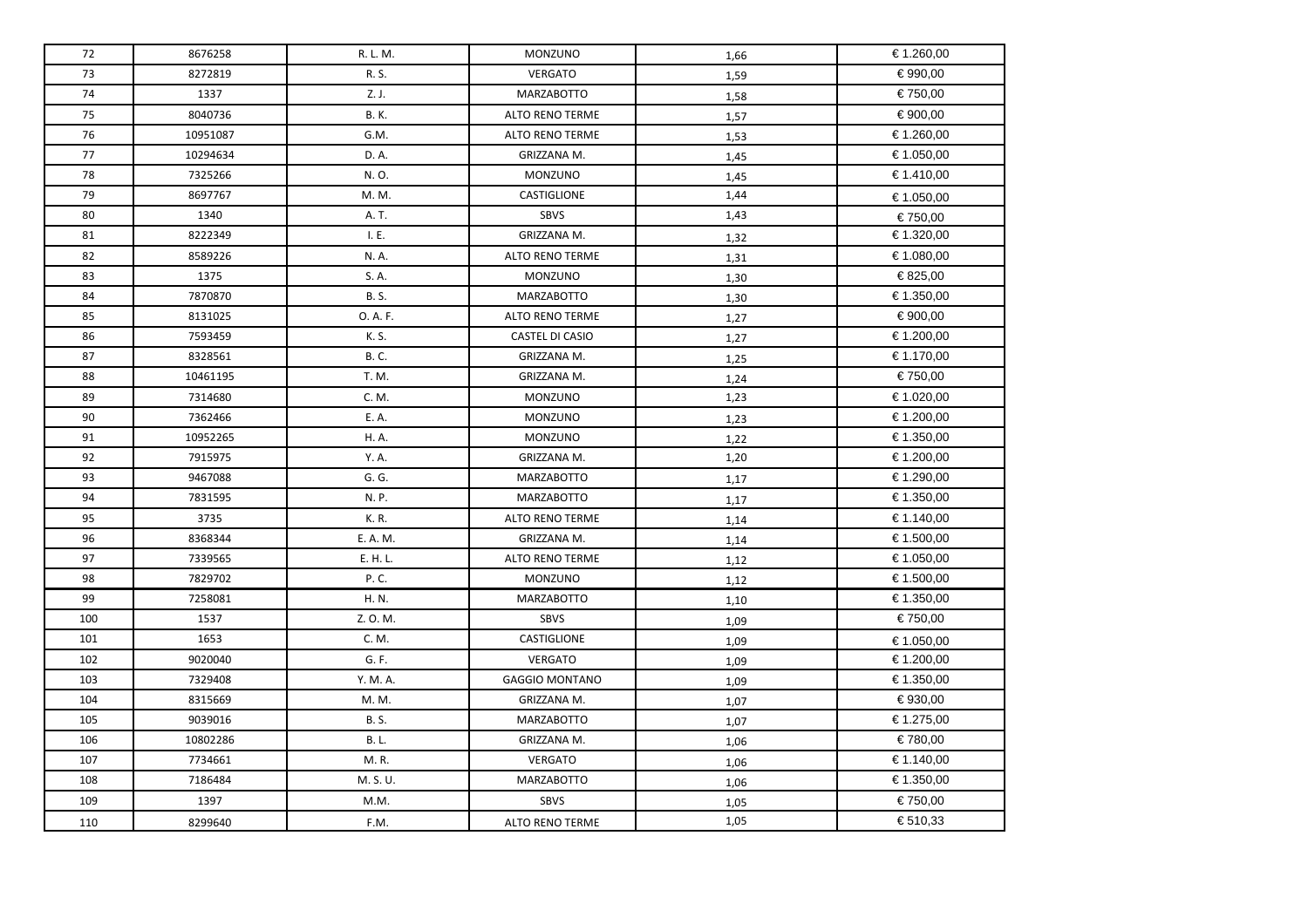| | | | | | |
|---|---|---|---|---|---|
| 72 | 8676258 | R. L. M. | MONZUNO | 1,66 | € 1.260,00 |
| 73 | 8272819 | R. S. | VERGATO | 1,59 | € 990,00 |
| 74 | 1337 | Z. J. | MARZABOTTO | 1,58 | € 750,00 |
| 75 | 8040736 | B. K. | ALTO RENO TERME | 1,57 | € 900,00 |
| 76 | 10951087 | G.M. | ALTO RENO TERME | 1,53 | € 1.260,00 |
| 77 | 10294634 | D. A. | GRIZZANA M. | 1,45 | € 1.050,00 |
| 78 | 7325266 | N. O. | MONZUNO | 1,45 | € 1.410,00 |
| 79 | 8697767 | M. M. | CASTIGLIONE | 1,44 | € 1.050,00 |
| 80 | 1340 | A. T. | SBVS | 1,43 | € 750,00 |
| 81 | 8222349 | I. E. | GRIZZANA M. | 1,32 | € 1.320,00 |
| 82 | 8589226 | N. A. | ALTO RENO TERME | 1,31 | € 1.080,00 |
| 83 | 1375 | S. A. | MONZUNO | 1,30 | € 825,00 |
| 84 | 7870870 | B. S. | MARZABOTTO | 1,30 | € 1.350,00 |
| 85 | 8131025 | O. A. F. | ALTO RENO TERME | 1,27 | € 900,00 |
| 86 | 7593459 | K. S. | CASTEL DI CASIO | 1,27 | € 1.200,00 |
| 87 | 8328561 | B. C. | GRIZZANA M. | 1,25 | € 1.170,00 |
| 88 | 10461195 | T. M. | GRIZZANA M. | 1,24 | € 750,00 |
| 89 | 7314680 | C. M. | MONZUNO | 1,23 | € 1.020,00 |
| 90 | 7362466 | E. A. | MONZUNO | 1,23 | € 1.200,00 |
| 91 | 10952265 | H. A. | MONZUNO | 1,22 | € 1.350,00 |
| 92 | 7915975 | Y. A. | GRIZZANA M. | 1,20 | € 1.200,00 |
| 93 | 9467088 | G. G. | MARZABOTTO | 1,17 | € 1.290,00 |
| 94 | 7831595 | N. P. | MARZABOTTO | 1,17 | € 1.350,00 |
| 95 | 3735 | K. R. | ALTO RENO TERME | 1,14 | € 1.140,00 |
| 96 | 8368344 | E. A. M. | GRIZZANA M. | 1,14 | € 1.500,00 |
| 97 | 7339565 | E. H. L. | ALTO RENO TERME | 1,12 | € 1.050,00 |
| 98 | 7829702 | P. C. | MONZUNO | 1,12 | € 1.500,00 |
| 99 | 7258081 | H. N. | MARZABOTTO | 1,10 | € 1.350,00 |
| 100 | 1537 | Z. O. M. | SBVS | 1,09 | € 750,00 |
| 101 | 1653 | C. M. | CASTIGLIONE | 1,09 | € 1.050,00 |
| 102 | 9020040 | G. F. | VERGATO | 1,09 | € 1.200,00 |
| 103 | 7329408 | Y. M. A. | GAGGIO MONTANO | 1,09 | € 1.350,00 |
| 104 | 8315669 | M. M. | GRIZZANA M. | 1,07 | € 930,00 |
| 105 | 9039016 | B. S. | MARZABOTTO | 1,07 | € 1.275,00 |
| 106 | 10802286 | B. L. | GRIZZANA M. | 1,06 | € 780,00 |
| 107 | 7734661 | M. R. | VERGATO | 1,06 | € 1.140,00 |
| 108 | 7186484 | M. S. U. | MARZABOTTO | 1,06 | € 1.350,00 |
| 109 | 1397 | M.M. | SBVS | 1,05 | € 750,00 |
| 110 | 8299640 | F.M. | ALTO RENO TERME | 1,05 | € 510,33 |